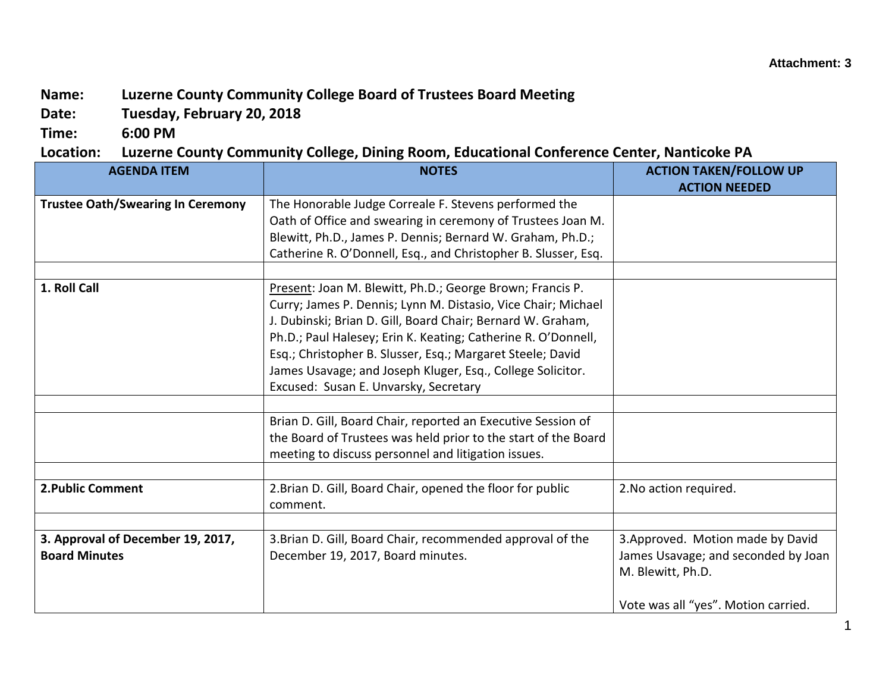Attachment: 3

**Name:** Luzerne County Community College Board of Trustees Board Meeting
**Date:** Tuesday, February 20, 2018
**Time:** 6:00 PM
**Location:** Luzerne County Community College, Dining Room, Educational Conference Center, Nanticoke PA

| AGENDA ITEM | NOTES | ACTION TAKEN/FOLLOW UP ACTION NEEDED |
|---|---|---|
| **Trustee Oath/Swearing In Ceremony** | The Honorable Judge Correale F. Stevens performed the Oath of Office and swearing in ceremony of Trustees Joan M. Blewitt, Ph.D., James P. Dennis; Bernard W. Graham, Ph.D.; Catherine R. O'Donnell, Esq., and Christopher B. Slusser, Esq. | |
| | | |
| **1. Roll Call** | Present: Joan M. Blewitt, Ph.D.; George Brown; Francis P. Curry; James P. Dennis; Lynn M. Distasio, Vice Chair; Michael J. Dubinski; Brian D. Gill, Board Chair; Bernard W. Graham, Ph.D.; Paul Halesey; Erin K. Keating; Catherine R. O'Donnell, Esq.; Christopher B. Slusser, Esq.; Margaret Steele; David James Usavage; and Joseph Kluger, Esq., College Solicitor. Excused: Susan E. Unvarsky, Secretary | |
| | | |
| | Brian D. Gill, Board Chair, reported an Executive Session of the Board of Trustees was held prior to the start of the Board meeting to discuss personnel and litigation issues. | |
| | | |
| **2.Public Comment** | 2.Brian D. Gill, Board Chair, opened the floor for public comment. | 2.No action required. |
| | | |
| **3. Approval of December 19, 2017, Board Minutes** | 3.Brian D. Gill, Board Chair, recommended approval of the December 19, 2017, Board minutes. | 3.Approved. Motion made by David James Usavage; and seconded by Joan M. Blewitt, Ph.D.<br><br>Vote was all "yes". Motion carried. |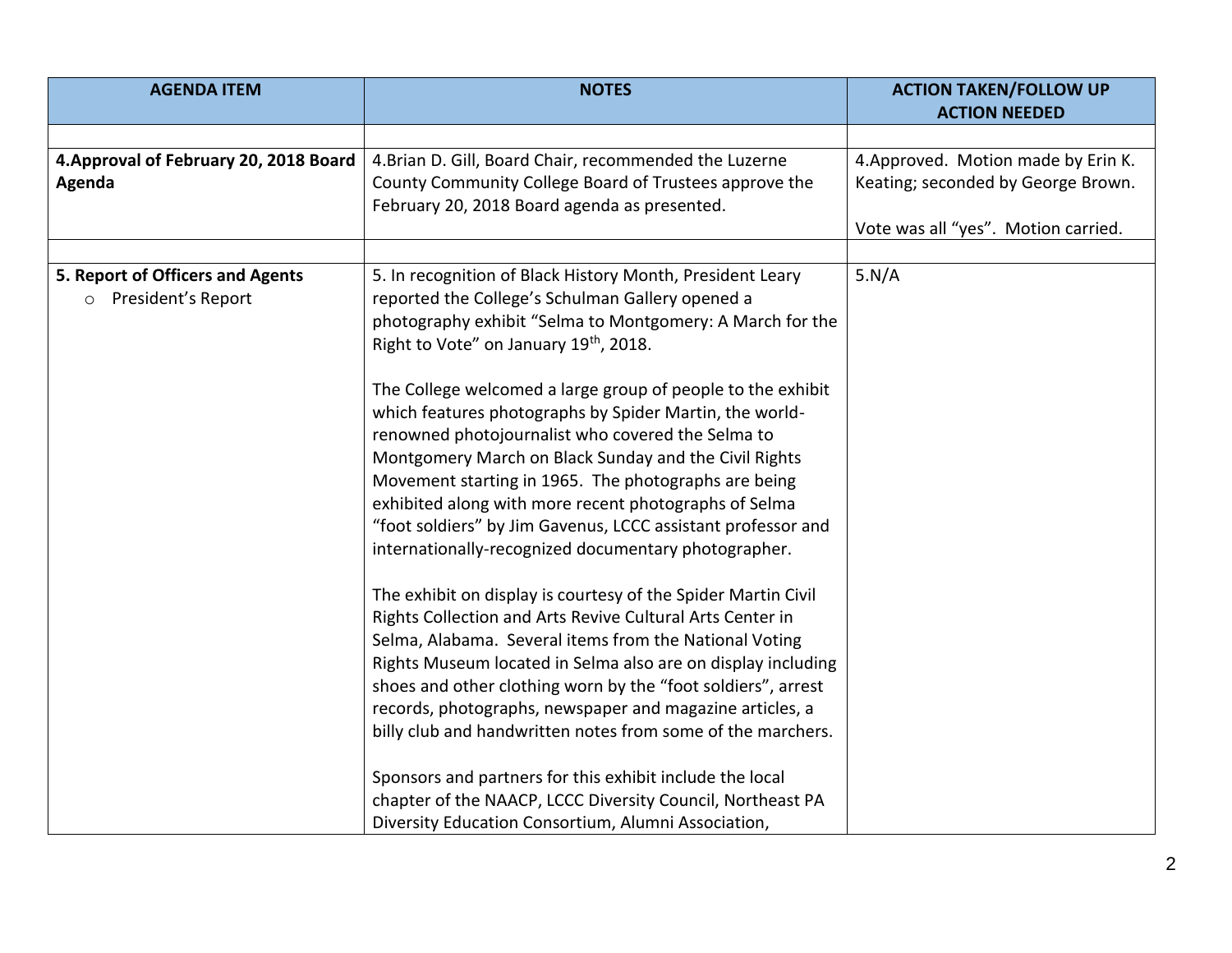| AGENDA ITEM | NOTES | ACTION TAKEN/FOLLOW UP ACTION NEEDED |
|---|---|---|
| | | |
| **4.Approval of February 20, 2018 Board Agenda** | 4.Brian D. Gill, Board Chair, recommended the Luzerne County Community College Board of Trustees approve the February 20, 2018 Board agenda as presented. | 4.Approved. Motion made by Erin K. Keating; seconded by George Brown.<br><br>Vote was all "yes". Motion carried. |
| | | |
| **5. Report of Officers and Agents**<br>○ President's Report | 5. In recognition of Black History Month, President Leary reported the College's Schulman Gallery opened a photography exhibit "Selma to Montgomery: A March for the Right to Vote" on January 19th, 2018.<br><br>The College welcomed a large group of people to the exhibit which features photographs by Spider Martin, the world-renowned photojournalist who covered the Selma to Montgomery March on Black Sunday and the Civil Rights Movement starting in 1965. The photographs are being exhibited along with more recent photographs of Selma "foot soldiers" by Jim Gavenus, LCCC assistant professor and internationally-recognized documentary photographer.<br><br>The exhibit on display is courtesy of the Spider Martin Civil Rights Collection and Arts Revive Cultural Arts Center in Selma, Alabama. Several items from the National Voting Rights Museum located in Selma also are on display including shoes and other clothing worn by the "foot soldiers", arrest records, photographs, newspaper and magazine articles, a billy club and handwritten notes from some of the marchers.<br><br>Sponsors and partners for this exhibit include the local chapter of the NAACP, LCCC Diversity Council, Northeast PA Diversity Education Consortium, Alumni Association, | 5.N/A |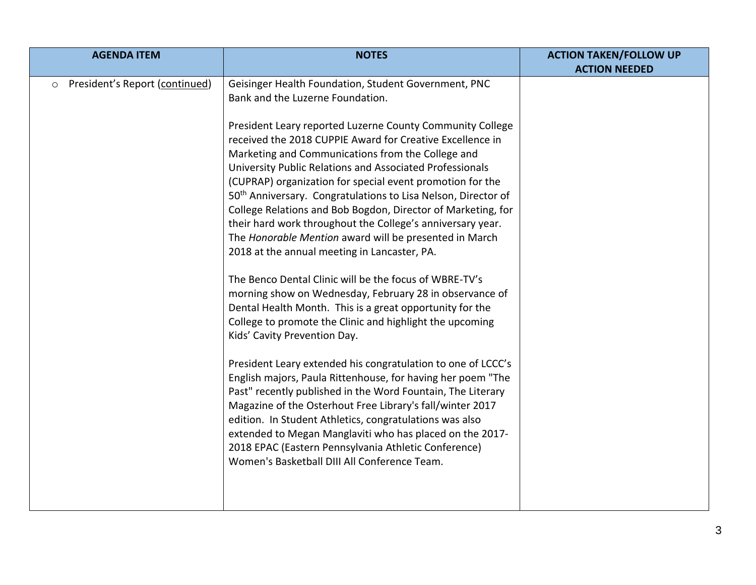| AGENDA ITEM | NOTES | ACTION TAKEN/FOLLOW UP ACTION NEEDED |
|---|---|---|
| ○ President's Report (continued) | Geisinger Health Foundation, Student Government, PNC Bank and the Luzerne Foundation.<br><br>President Leary reported Luzerne County Community College received the 2018 CUPPIE Award for Creative Excellence in Marketing and Communications from the College and University Public Relations and Associated Professionals (CUPRAP) organization for special event promotion for the 50th Anniversary. Congratulations to Lisa Nelson, Director of College Relations and Bob Bogdon, Director of Marketing, for their hard work throughout the College's anniversary year. The *Honorable Mention* award will be presented in March 2018 at the annual meeting in Lancaster, PA.<br><br>The Benco Dental Clinic will be the focus of WBRE-TV's morning show on Wednesday, February 28 in observance of Dental Health Month. This is a great opportunity for the College to promote the Clinic and highlight the upcoming Kids' Cavity Prevention Day.<br><br>President Leary extended his congratulation to one of LCCC's English majors, Paula Rittenhouse, for having her poem "The Past" recently published in the Word Fountain, The Literary Magazine of the Osterhout Free Library's fall/winter 2017 edition. In Student Athletics, congratulations was also extended to Megan Manglaviti who has placed on the 2017-2018 EPAC (Eastern Pennsylvania Athletic Conference) Women's Basketball DIII All Conference Team. | |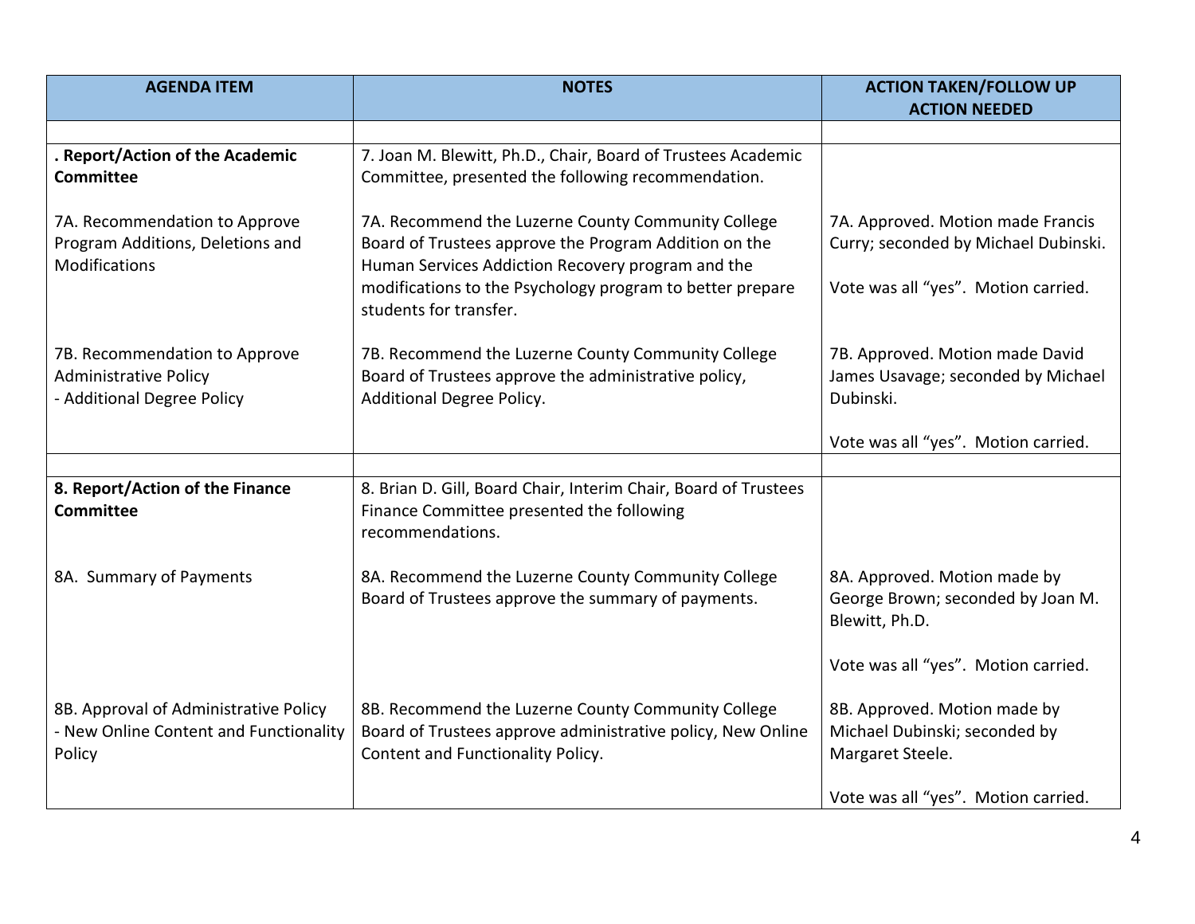| AGENDA ITEM | NOTES | ACTION TAKEN/FOLLOW UP ACTION NEEDED |
|---|---|---|
| | | |
| **. Report/Action of the Academic Committee** | 7. Joan M. Blewitt, Ph.D., Chair, Board of Trustees Academic Committee, presented the following recommendation. | |
| 7A. Recommendation to Approve Program Additions, Deletions and Modifications | 7A. Recommend the Luzerne County Community College Board of Trustees approve the Program Addition on the Human Services Addiction Recovery program and the modifications to the Psychology program to better prepare students for transfer. | 7A. Approved. Motion made Francis Curry; seconded by Michael Dubinski.<br><br>Vote was all "yes". Motion carried. |
| 7B. Recommendation to Approve Administrative Policy<br>- Additional Degree Policy | 7B. Recommend the Luzerne County Community College Board of Trustees approve the administrative policy, Additional Degree Policy. | 7B. Approved. Motion made David James Usavage; seconded by Michael Dubinski.<br><br>Vote was all "yes". Motion carried. |
| | | |
| **8. Report/Action of the Finance Committee** | 8. Brian D. Gill, Board Chair, Interim Chair, Board of Trustees Finance Committee presented the following recommendations. | |
| 8A. Summary of Payments | 8A. Recommend the Luzerne County Community College Board of Trustees approve the summary of payments. | 8A. Approved. Motion made by George Brown; seconded by Joan M. Blewitt, Ph.D.<br><br>Vote was all "yes". Motion carried. |
| 8B. Approval of Administrative Policy<br>- New Online Content and Functionality Policy | 8B. Recommend the Luzerne County Community College Board of Trustees approve administrative policy, New Online Content and Functionality Policy. | 8B. Approved. Motion made by Michael Dubinski; seconded by Margaret Steele.<br><br>Vote was all "yes". Motion carried. |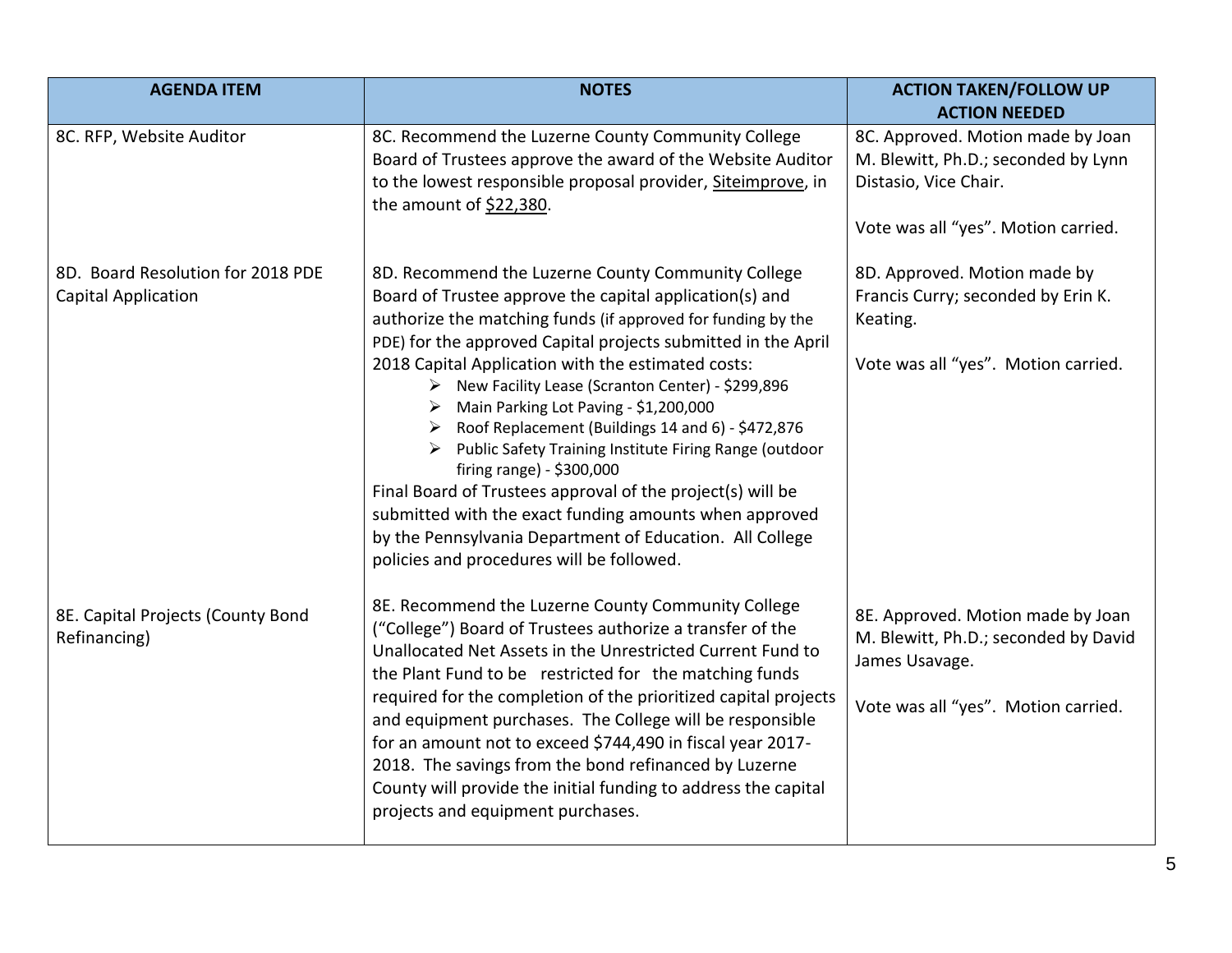| AGENDA ITEM | NOTES | ACTION TAKEN/FOLLOW UP ACTION NEEDED |
|---|---|---|
| 8C. RFP, Website Auditor | 8C. Recommend the Luzerne County Community College Board of Trustees approve the award of the Website Auditor to the lowest responsible proposal provider, <u>Siteimprove</u>, in the amount of <u>$22,380</u>. | 8C. Approved. Motion made by Joan M. Blewitt, Ph.D.; seconded by Lynn Distasio, Vice Chair.<br><br>Vote was all "yes". Motion carried. |
| 8D. Board Resolution for 2018 PDE Capital Application | 8D. Recommend the Luzerne County Community College Board of Trustee approve the capital application(s) and authorize the matching funds (if approved for funding by the PDE) for the approved Capital projects submitted in the April 2018 Capital Application with the estimated costs:<br>➢ New Facility Lease (Scranton Center) - $299,896<br>➢ Main Parking Lot Paving - $1,200,000<br>➢ Roof Replacement (Buildings 14 and 6) - $472,876<br>➢ Public Safety Training Institute Firing Range (outdoor firing range) - $300,000<br>Final Board of Trustees approval of the project(s) will be submitted with the exact funding amounts when approved by the Pennsylvania Department of Education. All College policies and procedures will be followed. | 8D. Approved. Motion made by Francis Curry; seconded by Erin K. Keating.<br><br>Vote was all "yes". Motion carried. |
| 8E. Capital Projects (County Bond Refinancing) | 8E. Recommend the Luzerne County Community College ("College") Board of Trustees authorize a transfer of the Unallocated Net Assets in the Unrestricted Current Fund to the Plant Fund to be restricted for the matching funds required for the completion of the prioritized capital projects and equipment purchases. The College will be responsible for an amount not to exceed $744,490 in fiscal year 2017-2018. The savings from the bond refinanced by Luzerne County will provide the initial funding to address the capital projects and equipment purchases. | 8E. Approved. Motion made by Joan M. Blewitt, Ph.D.; seconded by David James Usavage.<br><br>Vote was all "yes". Motion carried. |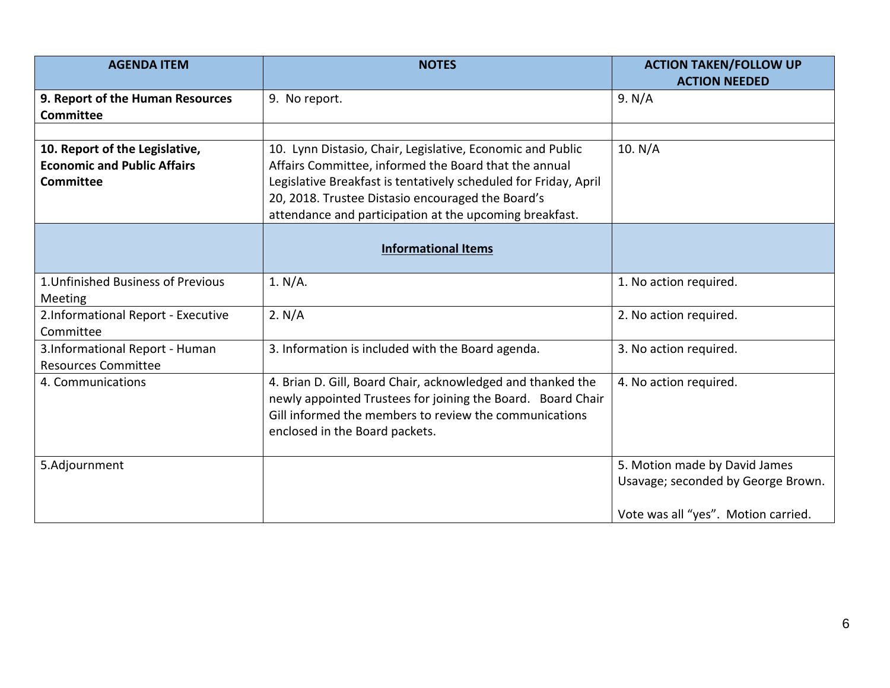| AGENDA ITEM | NOTES | ACTION TAKEN/FOLLOW UP ACTION NEEDED |
|---|---|---|
| **9. Report of the Human Resources Committee** | 9. No report. | 9. N/A |
| | | |
| **10. Report of the Legislative, Economic and Public Affairs Committee** | 10. Lynn Distasio, Chair, Legislative, Economic and Public Affairs Committee, informed the Board that the annual Legislative Breakfast is tentatively scheduled for Friday, April 20, 2018. Trustee Distasio encouraged the Board's attendance and participation at the upcoming breakfast. | 10. N/A |
| | **Informational Items** | |
| 1.Unfinished Business of Previous Meeting | 1. N/A. | 1. No action required. |
| 2.Informational Report - Executive Committee | 2. N/A | 2. No action required. |
| 3.Informational Report - Human Resources Committee | 3. Information is included with the Board agenda. | 3. No action required. |
| 4. Communications | 4. Brian D. Gill, Board Chair, acknowledged and thanked the newly appointed Trustees for joining the Board. Board Chair Gill informed the members to review the communications enclosed in the Board packets. | 4. No action required. |
| 5.Adjournment | | 5. Motion made by David James Usavage; seconded by George Brown. Vote was all "yes". Motion carried. |